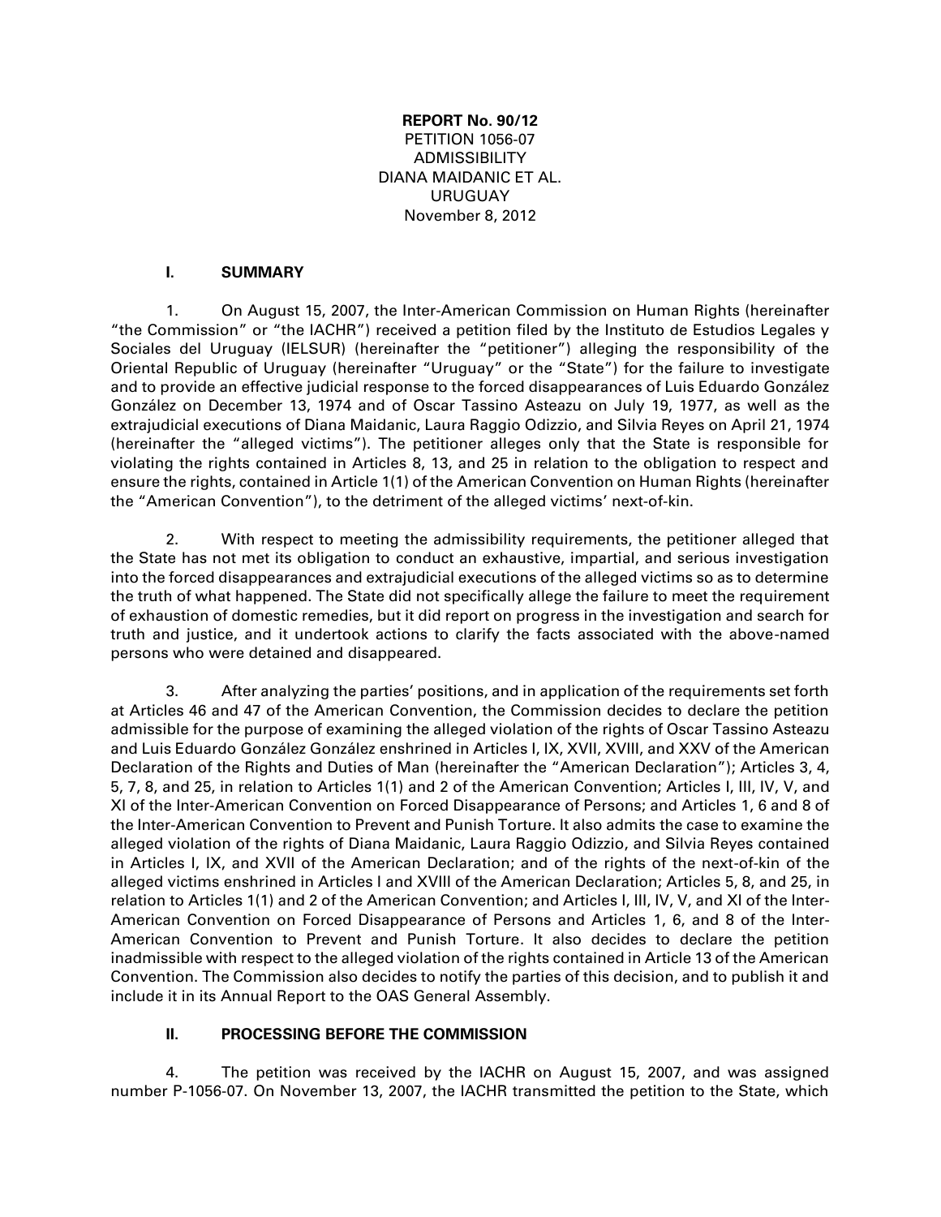**REPORT No. 90/12**
PETITION 1056-07
ADMISSIBILITY
DIANA MAIDANIC ET AL.
URUGUAY
November 8, 2012

## I. SUMMARY

1. On August 15, 2007, the Inter-American Commission on Human Rights (hereinafter "the Commission" or "the IACHR") received a petition filed by the Instituto de Estudios Legales y Sociales del Uruguay (IELSUR) (hereinafter the "petitioner") alleging the responsibility of the Oriental Republic of Uruguay (hereinafter "Uruguay" or the "State") for the failure to investigate and to provide an effective judicial response to the forced disappearances of Luis Eduardo González González on December 13, 1974 and of Oscar Tassino Asteazu on July 19, 1977, as well as the extrajudicial executions of Diana Maidanic, Laura Raggio Odizzio, and Silvia Reyes on April 21, 1974 (hereinafter the "alleged victims"). The petitioner alleges only that the State is responsible for violating the rights contained in Articles 8, 13, and 25 in relation to the obligation to respect and ensure the rights, contained in Article 1(1) of the American Convention on Human Rights (hereinafter the "American Convention"), to the detriment of the alleged victims' next-of-kin.

2. With respect to meeting the admissibility requirements, the petitioner alleged that the State has not met its obligation to conduct an exhaustive, impartial, and serious investigation into the forced disappearances and extrajudicial executions of the alleged victims so as to determine the truth of what happened. The State did not specifically allege the failure to meet the requirement of exhaustion of domestic remedies, but it did report on progress in the investigation and search for truth and justice, and it undertook actions to clarify the facts associated with the above-named persons who were detained and disappeared.

3. After analyzing the parties' positions, and in application of the requirements set forth at Articles 46 and 47 of the American Convention, the Commission decides to declare the petition admissible for the purpose of examining the alleged violation of the rights of Oscar Tassino Asteazu and Luis Eduardo González González enshrined in Articles I, IX, XVII, XVIII, and XXV of the American Declaration of the Rights and Duties of Man (hereinafter the "American Declaration"); Articles 3, 4, 5, 7, 8, and 25, in relation to Articles 1(1) and 2 of the American Convention; Articles I, III, IV, V, and XI of the Inter-American Convention on Forced Disappearance of Persons; and Articles 1, 6 and 8 of the Inter-American Convention to Prevent and Punish Torture. It also admits the case to examine the alleged violation of the rights of Diana Maidanic, Laura Raggio Odizzio, and Silvia Reyes contained in Articles I, IX, and XVII of the American Declaration; and of the rights of the next-of-kin of the alleged victims enshrined in Articles I and XVIII of the American Declaration; Articles 5, 8, and 25, in relation to Articles 1(1) and 2 of the American Convention; and Articles I, III, IV, V, and XI of the Inter-American Convention on Forced Disappearance of Persons and Articles 1, 6, and 8 of the Inter-American Convention to Prevent and Punish Torture. It also decides to declare the petition inadmissible with respect to the alleged violation of the rights contained in Article 13 of the American Convention. The Commission also decides to notify the parties of this decision, and to publish it and include it in its Annual Report to the OAS General Assembly.

## II. PROCESSING BEFORE THE COMMISSION

4. The petition was received by the IACHR on August 15, 2007, and was assigned number P-1056-07. On November 13, 2007, the IACHR transmitted the petition to the State, which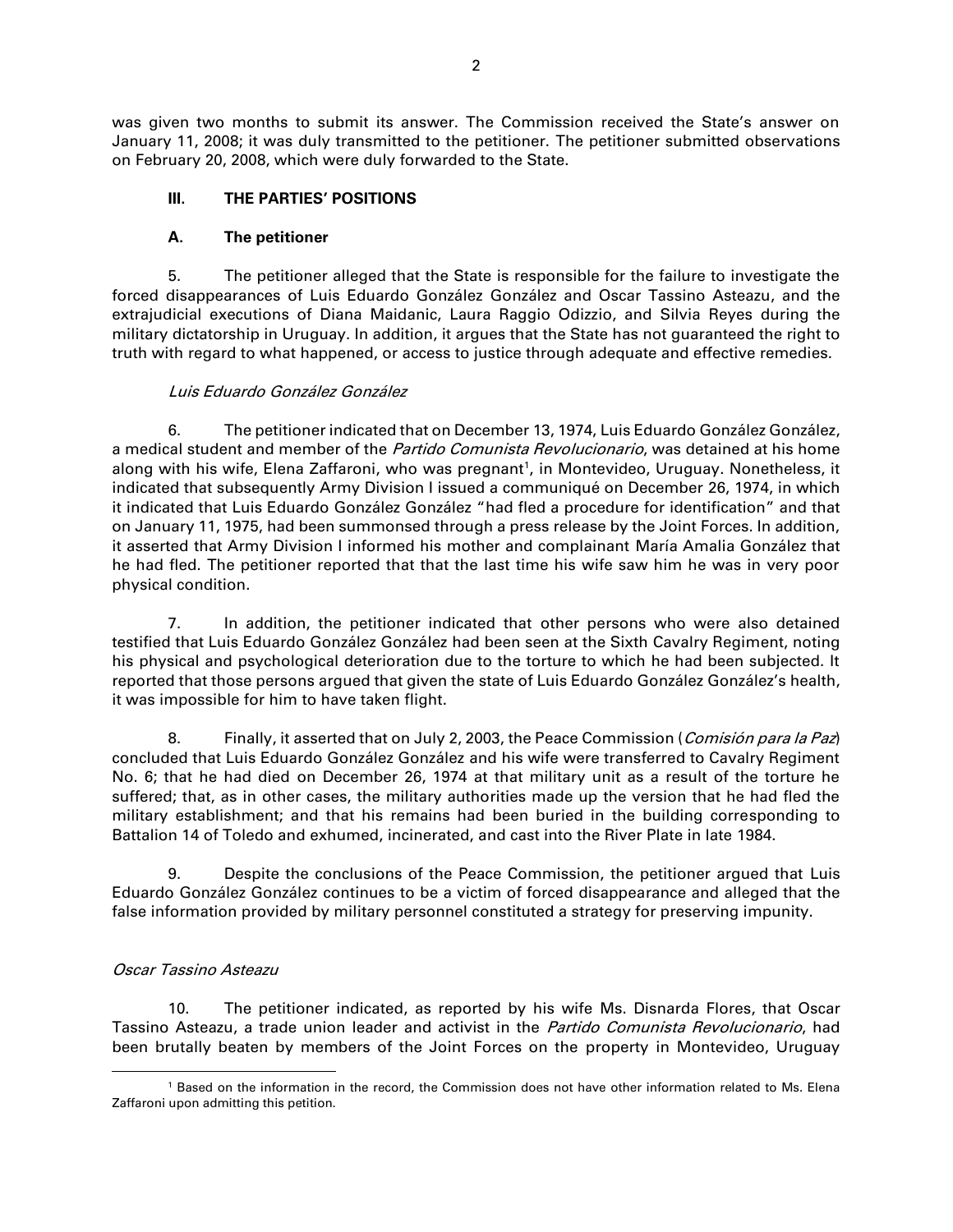was given two months to submit its answer. The Commission received the State's answer on January 11, 2008; it was duly transmitted to the petitioner. The petitioner submitted observations on February 20, 2008, which were duly forwarded to the State.

### III. THE PARTIES' POSITIONS

#### A. The petitioner

5. The petitioner alleged that the State is responsible for the failure to investigate the forced disappearances of Luis Eduardo González González and Oscar Tassino Asteazu, and the extrajudicial executions of Diana Maidanic, Laura Raggio Odizzio, and Silvia Reyes during the military dictatorship in Uruguay. In addition, it argues that the State has not guaranteed the right to truth with regard to what happened, or access to justice through adequate and effective remedies.

*Luis Eduardo González González*

6. The petitioner indicated that on December 13, 1974, Luis Eduardo González González, a medical student and member of the *Partido Comunista Revolucionario*, was detained at his home along with his wife, Elena Zaffaroni, who was pregnant[1], in Montevideo, Uruguay. Nonetheless, it indicated that subsequently Army Division I issued a communiqué on December 26, 1974, in which it indicated that Luis Eduardo González González "had fled a procedure for identification" and that on January 11, 1975, had been summonsed through a press release by the Joint Forces. In addition, it asserted that Army Division I informed his mother and complainant María Amalia González that he had fled. The petitioner reported that that the last time his wife saw him he was in very poor physical condition.

7. In addition, the petitioner indicated that other persons who were also detained testified that Luis Eduardo González González had been seen at the Sixth Cavalry Regiment, noting his physical and psychological deterioration due to the torture to which he had been subjected. It reported that those persons argued that given the state of Luis Eduardo González González's health, it was impossible for him to have taken flight.

8. Finally, it asserted that on July 2, 2003, the Peace Commission (*Comisión para la Paz*) concluded that Luis Eduardo González González and his wife were transferred to Cavalry Regiment No. 6; that he had died on December 26, 1974 at that military unit as a result of the torture he suffered; that, as in other cases, the military authorities made up the version that he had fled the military establishment; and that his remains had been buried in the building corresponding to Battalion 14 of Toledo and exhumed, incinerated, and cast into the River Plate in late 1984.

9. Despite the conclusions of the Peace Commission, the petitioner argued that Luis Eduardo González González continues to be a victim of forced disappearance and alleged that the false information provided by military personnel constituted a strategy for preserving impunity.

*Oscar Tassino Asteazu*

10. The petitioner indicated, as reported by his wife Ms. Disnarda Flores, that Oscar Tassino Asteazu, a trade union leader and activist in the *Partido Comunista Revolucionario*, had been brutally beaten by members of the Joint Forces on the property in Montevideo, Uruguay

[1] Based on the information in the record, the Commission does not have other information related to Ms. Elena Zaffaroni upon admitting this petition.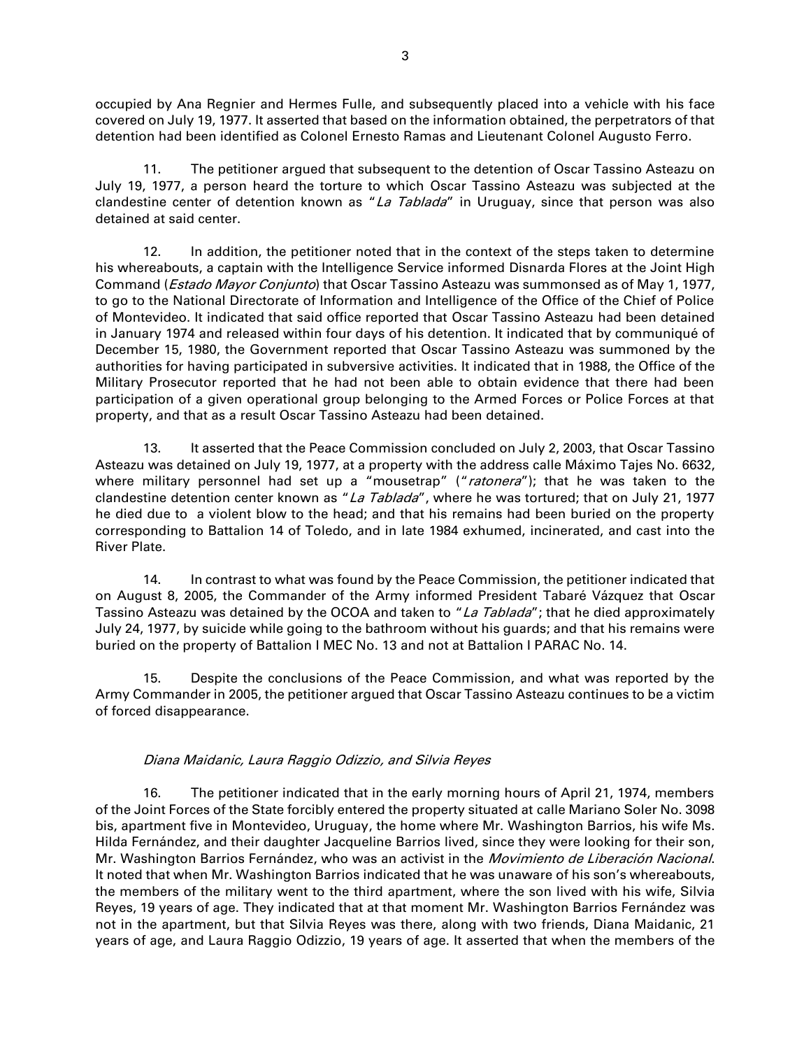occupied by Ana Regnier and Hermes Fulle, and subsequently placed into a vehicle with his face covered on July 19, 1977. It asserted that based on the information obtained, the perpetrators of that detention had been identified as Colonel Ernesto Ramas and Lieutenant Colonel Augusto Ferro.

11. The petitioner argued that subsequent to the detention of Oscar Tassino Asteazu on July 19, 1977, a person heard the torture to which Oscar Tassino Asteazu was subjected at the clandestine center of detention known as "*La Tablada*" in Uruguay, since that person was also detained at said center.

12. In addition, the petitioner noted that in the context of the steps taken to determine his whereabouts, a captain with the Intelligence Service informed Disnarda Flores at the Joint High Command (*Estado Mayor Conjunto*) that Oscar Tassino Asteazu was summonsed as of May 1, 1977, to go to the National Directorate of Information and Intelligence of the Office of the Chief of Police of Montevideo. It indicated that said office reported that Oscar Tassino Asteazu had been detained in January 1974 and released within four days of his detention. It indicated that by communiqué of December 15, 1980, the Government reported that Oscar Tassino Asteazu was summoned by the authorities for having participated in subversive activities. It indicated that in 1988, the Office of the Military Prosecutor reported that he had not been able to obtain evidence that there had been participation of a given operational group belonging to the Armed Forces or Police Forces at that property, and that as a result Oscar Tassino Asteazu had been detained.

13. It asserted that the Peace Commission concluded on July 2, 2003, that Oscar Tassino Asteazu was detained on July 19, 1977, at a property with the address calle Máximo Tajes No. 6632, where military personnel had set up a "mousetrap" ("*ratonera*"); that he was taken to the clandestine detention center known as "*La Tablada*", where he was tortured; that on July 21, 1977 he died due to a violent blow to the head; and that his remains had been buried on the property corresponding to Battalion 14 of Toledo, and in late 1984 exhumed, incinerated, and cast into the River Plate.

14. In contrast to what was found by the Peace Commission, the petitioner indicated that on August 8, 2005, the Commander of the Army informed President Tabaré Vázquez that Oscar Tassino Asteazu was detained by the OCOA and taken to "*La Tablada*"; that he died approximately July 24, 1977, by suicide while going to the bathroom without his guards; and that his remains were buried on the property of Battalion I MEC No. 13 and not at Battalion I PARAC No. 14.

15. Despite the conclusions of the Peace Commission, and what was reported by the Army Commander in 2005, the petitioner argued that Oscar Tassino Asteazu continues to be a victim of forced disappearance.

*Diana Maidanic, Laura Raggio Odizzio, and Silvia Reyes*

16. The petitioner indicated that in the early morning hours of April 21, 1974, members of the Joint Forces of the State forcibly entered the property situated at calle Mariano Soler No. 3098 bis, apartment five in Montevideo, Uruguay, the home where Mr. Washington Barrios, his wife Ms. Hilda Fernández, and their daughter Jacqueline Barrios lived, since they were looking for their son, Mr. Washington Barrios Fernández, who was an activist in the *Movimiento de Liberación Nacional*. It noted that when Mr. Washington Barrios indicated that he was unaware of his son's whereabouts, the members of the military went to the third apartment, where the son lived with his wife, Silvia Reyes, 19 years of age. They indicated that at that moment Mr. Washington Barrios Fernández was not in the apartment, but that Silvia Reyes was there, along with two friends, Diana Maidanic, 21 years of age, and Laura Raggio Odizzio, 19 years of age. It asserted that when the members of the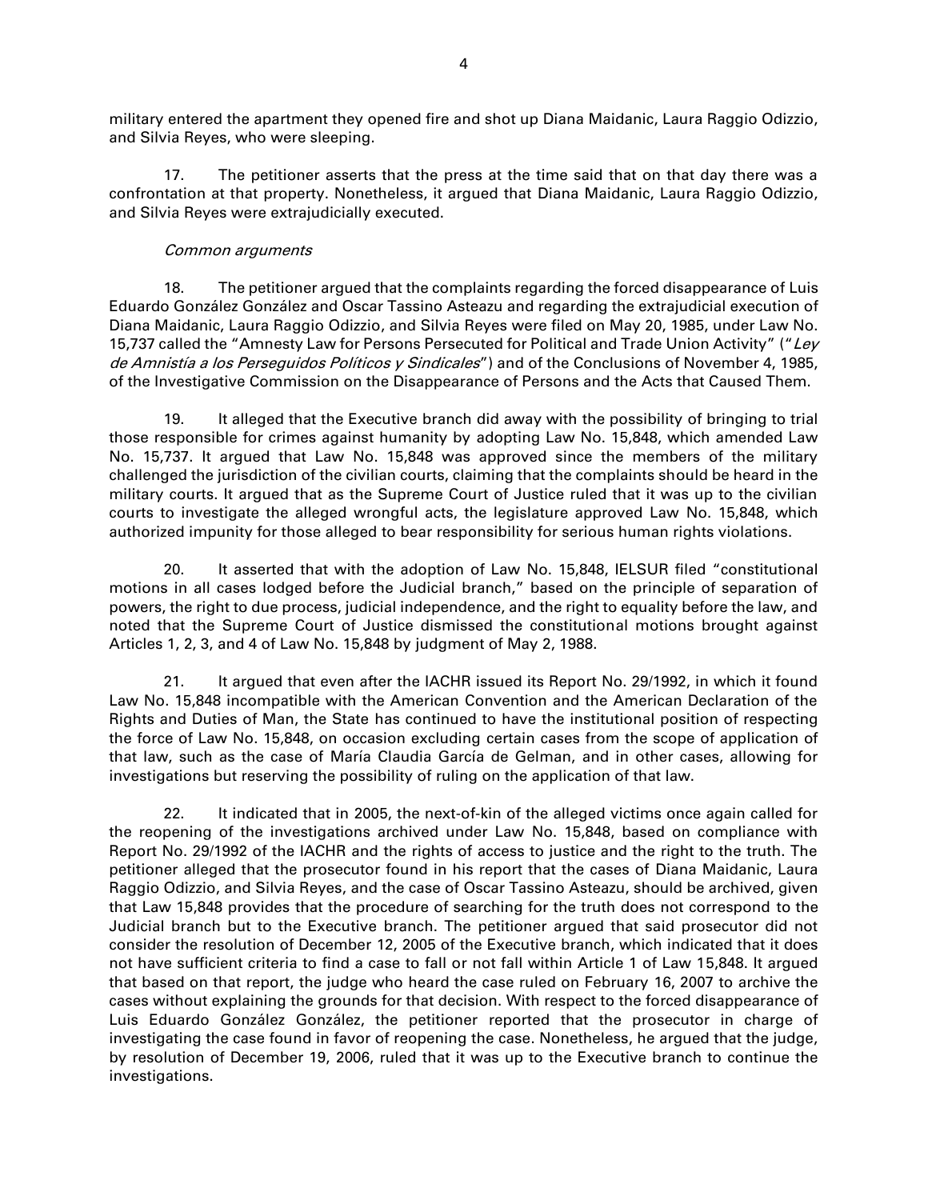military entered the apartment they opened fire and shot up Diana Maidanic, Laura Raggio Odizzio, and Silvia Reyes, who were sleeping.

17. The petitioner asserts that the press at the time said that on that day there was a confrontation at that property. Nonetheless, it argued that Diana Maidanic, Laura Raggio Odizzio, and Silvia Reyes were extrajudicially executed.

*Common arguments*

18. The petitioner argued that the complaints regarding the forced disappearance of Luis Eduardo González González and Oscar Tassino Asteazu and regarding the extrajudicial execution of Diana Maidanic, Laura Raggio Odizzio, and Silvia Reyes were filed on May 20, 1985, under Law No. 15,737 called the "Amnesty Law for Persons Persecuted for Political and Trade Union Activity" ("*Ley de Amnistía a los Perseguidos Políticos y Sindicales*") and of the Conclusions of November 4, 1985, of the Investigative Commission on the Disappearance of Persons and the Acts that Caused Them.

19. It alleged that the Executive branch did away with the possibility of bringing to trial those responsible for crimes against humanity by adopting Law No. 15,848, which amended Law No. 15,737. It argued that Law No. 15,848 was approved since the members of the military challenged the jurisdiction of the civilian courts, claiming that the complaints should be heard in the military courts. It argued that as the Supreme Court of Justice ruled that it was up to the civilian courts to investigate the alleged wrongful acts, the legislature approved Law No. 15,848, which authorized impunity for those alleged to bear responsibility for serious human rights violations.

20. It asserted that with the adoption of Law No. 15,848, IELSUR filed "constitutional motions in all cases lodged before the Judicial branch," based on the principle of separation of powers, the right to due process, judicial independence, and the right to equality before the law, and noted that the Supreme Court of Justice dismissed the constitutional motions brought against Articles 1, 2, 3, and 4 of Law No. 15,848 by judgment of May 2, 1988.

21. It argued that even after the IACHR issued its Report No. 29/1992, in which it found Law No. 15,848 incompatible with the American Convention and the American Declaration of the Rights and Duties of Man, the State has continued to have the institutional position of respecting the force of Law No. 15,848, on occasion excluding certain cases from the scope of application of that law, such as the case of María Claudia García de Gelman, and in other cases, allowing for investigations but reserving the possibility of ruling on the application of that law.

22. It indicated that in 2005, the next-of-kin of the alleged victims once again called for the reopening of the investigations archived under Law No. 15,848, based on compliance with Report No. 29/1992 of the IACHR and the rights of access to justice and the right to the truth. The petitioner alleged that the prosecutor found in his report that the cases of Diana Maidanic, Laura Raggio Odizzio, and Silvia Reyes, and the case of Oscar Tassino Asteazu, should be archived, given that Law 15,848 provides that the procedure of searching for the truth does not correspond to the Judicial branch but to the Executive branch. The petitioner argued that said prosecutor did not consider the resolution of December 12, 2005 of the Executive branch, which indicated that it does not have sufficient criteria to find a case to fall or not fall within Article 1 of Law 15,848. It argued that based on that report, the judge who heard the case ruled on February 16, 2007 to archive the cases without explaining the grounds for that decision. With respect to the forced disappearance of Luis Eduardo González González, the petitioner reported that the prosecutor in charge of investigating the case found in favor of reopening the case. Nonetheless, he argued that the judge, by resolution of December 19, 2006, ruled that it was up to the Executive branch to continue the investigations.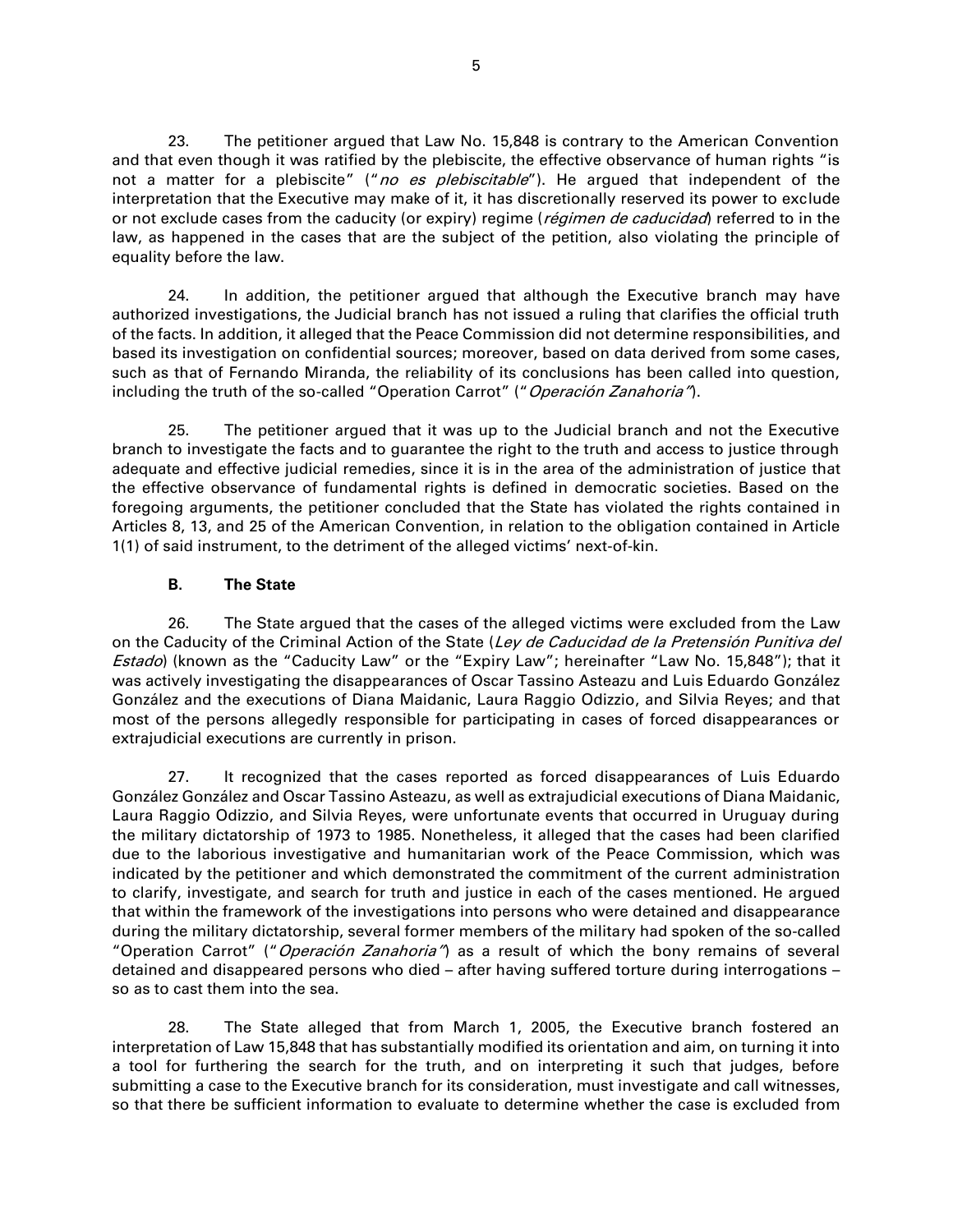23. The petitioner argued that Law No. 15,848 is contrary to the American Convention and that even though it was ratified by the plebiscite, the effective observance of human rights "is not a matter for a plebiscite" ("*no es plebiscitable*"). He argued that independent of the interpretation that the Executive may make of it, it has discretionally reserved its power to exclude or not exclude cases from the caducity (or expiry) regime (*régimen de caducidad*) referred to in the law, as happened in the cases that are the subject of the petition, also violating the principle of equality before the law.

24. In addition, the petitioner argued that although the Executive branch may have authorized investigations, the Judicial branch has not issued a ruling that clarifies the official truth of the facts. In addition, it alleged that the Peace Commission did not determine responsibilities, and based its investigation on confidential sources; moreover, based on data derived from some cases, such as that of Fernando Miranda, the reliability of its conclusions has been called into question, including the truth of the so-called "Operation Carrot" ("*Operación Zanahoria*").

25. The petitioner argued that it was up to the Judicial branch and not the Executive branch to investigate the facts and to guarantee the right to the truth and access to justice through adequate and effective judicial remedies, since it is in the area of the administration of justice that the effective observance of fundamental rights is defined in democratic societies. Based on the foregoing arguments, the petitioner concluded that the State has violated the rights contained in Articles 8, 13, and 25 of the American Convention, in relation to the obligation contained in Article 1(1) of said instrument, to the detriment of the alleged victims' next-of-kin.

### B. The State

26. The State argued that the cases of the alleged victims were excluded from the Law on the Caducity of the Criminal Action of the State (*Ley de Caducidad de la Pretensión Punitiva del Estado*) (known as the "Caducity Law" or the "Expiry Law"; hereinafter "Law No. 15,848"); that it was actively investigating the disappearances of Oscar Tassino Asteazu and Luis Eduardo González González and the executions of Diana Maidanic, Laura Raggio Odizzio, and Silvia Reyes; and that most of the persons allegedly responsible for participating in cases of forced disappearances or extrajudicial executions are currently in prison.

27. It recognized that the cases reported as forced disappearances of Luis Eduardo González González and Oscar Tassino Asteazu, as well as extrajudicial executions of Diana Maidanic, Laura Raggio Odizzio, and Silvia Reyes, were unfortunate events that occurred in Uruguay during the military dictatorship of 1973 to 1985. Nonetheless, it alleged that the cases had been clarified due to the laborious investigative and humanitarian work of the Peace Commission, which was indicated by the petitioner and which demonstrated the commitment of the current administration to clarify, investigate, and search for truth and justice in each of the cases mentioned. He argued that within the framework of the investigations into persons who were detained and disappearance during the military dictatorship, several former members of the military had spoken of the so-called "Operation Carrot" ("*Operación Zanahoria*") as a result of which the bony remains of several detained and disappeared persons who died – after having suffered torture during interrogations – so as to cast them into the sea.

28. The State alleged that from March 1, 2005, the Executive branch fostered an interpretation of Law 15,848 that has substantially modified its orientation and aim, on turning it into a tool for furthering the search for the truth, and on interpreting it such that judges, before submitting a case to the Executive branch for its consideration, must investigate and call witnesses, so that there be sufficient information to evaluate to determine whether the case is excluded from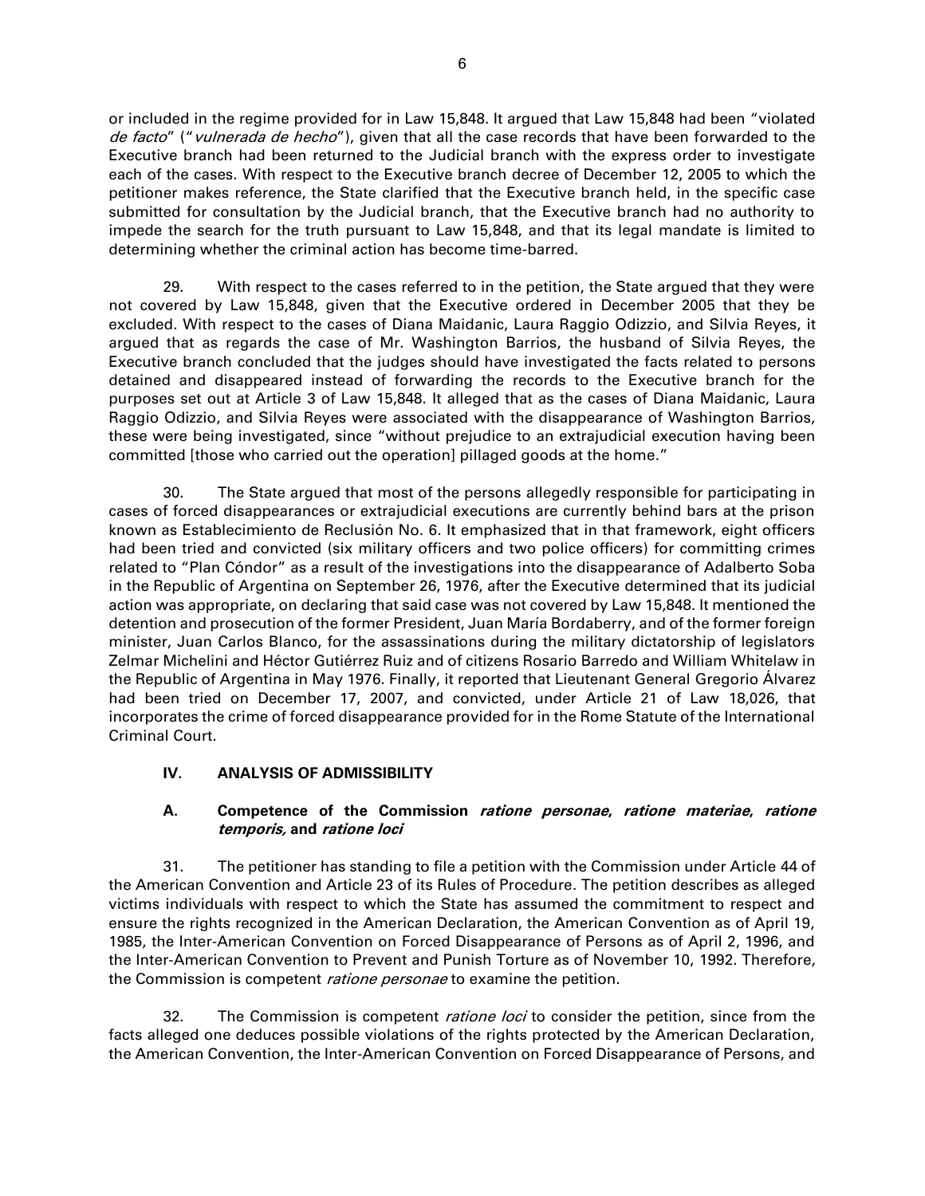or included in the regime provided for in Law 15,848. It argued that Law 15,848 had been "violated *de facto*" ("*vulnerada de hecho*"), given that all the case records that have been forwarded to the Executive branch had been returned to the Judicial branch with the express order to investigate each of the cases. With respect to the Executive branch decree of December 12, 2005 to which the petitioner makes reference, the State clarified that the Executive branch held, in the specific case submitted for consultation by the Judicial branch, that the Executive branch had no authority to impede the search for the truth pursuant to Law 15,848, and that its legal mandate is limited to determining whether the criminal action has become time-barred.

29. With respect to the cases referred to in the petition, the State argued that they were not covered by Law 15,848, given that the Executive ordered in December 2005 that they be excluded. With respect to the cases of Diana Maidanic, Laura Raggio Odizzio, and Silvia Reyes, it argued that as regards the case of Mr. Washington Barrios, the husband of Silvia Reyes, the Executive branch concluded that the judges should have investigated the facts related to persons detained and disappeared instead of forwarding the records to the Executive branch for the purposes set out at Article 3 of Law 15,848. It alleged that as the cases of Diana Maidanic, Laura Raggio Odizzio, and Silvia Reyes were associated with the disappearance of Washington Barrios, these were being investigated, since "without prejudice to an extrajudicial execution having been committed [those who carried out the operation] pillaged goods at the home."

30. The State argued that most of the persons allegedly responsible for participating in cases of forced disappearances or extrajudicial executions are currently behind bars at the prison known as Establecimiento de Reclusión No. 6. It emphasized that in that framework, eight officers had been tried and convicted (six military officers and two police officers) for committing crimes related to "Plan Cóndor" as a result of the investigations into the disappearance of Adalberto Soba in the Republic of Argentina on September 26, 1976, after the Executive determined that its judicial action was appropriate, on declaring that said case was not covered by Law 15,848. It mentioned the detention and prosecution of the former President, Juan María Bordaberry, and of the former foreign minister, Juan Carlos Blanco, for the assassinations during the military dictatorship of legislators Zelmar Michelini and Héctor Gutiérrez Ruiz and of citizens Rosario Barredo and William Whitelaw in the Republic of Argentina in May 1976. Finally, it reported that Lieutenant General Gregorio Álvarez had been tried on December 17, 2007, and convicted, under Article 21 of Law 18,026, that incorporates the crime of forced disappearance provided for in the Rome Statute of the International Criminal Court.

## IV. ANALYSIS OF ADMISSIBILITY

### A. Competence of the Commission *ratione personae*, *ratione materiae*, *ratione temporis,* and *ratione loci*

31. The petitioner has standing to file a petition with the Commission under Article 44 of the American Convention and Article 23 of its Rules of Procedure. The petition describes as alleged victims individuals with respect to which the State has assumed the commitment to respect and ensure the rights recognized in the American Declaration, the American Convention as of April 19, 1985, the Inter-American Convention on Forced Disappearance of Persons as of April 2, 1996, and the Inter-American Convention to Prevent and Punish Torture as of November 10, 1992. Therefore, the Commission is competent *ratione personae* to examine the petition.

32. The Commission is competent *ratione loci* to consider the petition, since from the facts alleged one deduces possible violations of the rights protected by the American Declaration, the American Convention, the Inter-American Convention on Forced Disappearance of Persons, and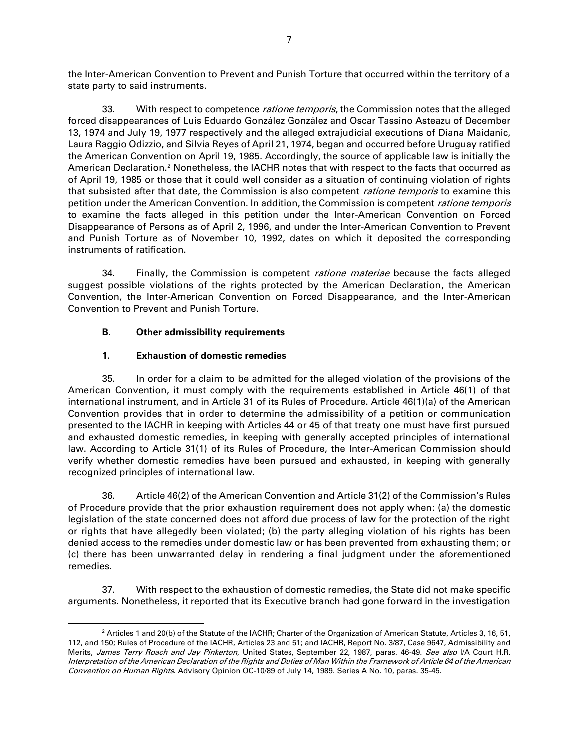the Inter-American Convention to Prevent and Punish Torture that occurred within the territory of a state party to said instruments.

33. With respect to competence *ratione temporis*, the Commission notes that the alleged forced disappearances of Luis Eduardo González González and Oscar Tassino Asteazu of December 13, 1974 and July 19, 1977 respectively and the alleged extrajudicial executions of Diana Maidanic, Laura Raggio Odizzio, and Silvia Reyes of April 21, 1974, began and occurred before Uruguay ratified the American Convention on April 19, 1985. Accordingly, the source of applicable law is initially the American Declaration.[2] Nonetheless, the IACHR notes that with respect to the facts that occurred as of April 19, 1985 or those that it could well consider as a situation of continuing violation of rights that subsisted after that date, the Commission is also competent *ratione temporis* to examine this petition under the American Convention. In addition, the Commission is competent *ratione temporis* to examine the facts alleged in this petition under the Inter-American Convention on Forced Disappearance of Persons as of April 2, 1996, and under the Inter-American Convention to Prevent and Punish Torture as of November 10, 1992, dates on which it deposited the corresponding instruments of ratification.

34. Finally, the Commission is competent *ratione materiae* because the facts alleged suggest possible violations of the rights protected by the American Declaration, the American Convention, the Inter-American Convention on Forced Disappearance, and the Inter-American Convention to Prevent and Punish Torture.

### B. Other admissibility requirements

#### 1. Exhaustion of domestic remedies

35. In order for a claim to be admitted for the alleged violation of the provisions of the American Convention, it must comply with the requirements established in Article 46(1) of that international instrument, and in Article 31 of its Rules of Procedure. Article 46(1)(a) of the American Convention provides that in order to determine the admissibility of a petition or communication presented to the IACHR in keeping with Articles 44 or 45 of that treaty one must have first pursued and exhausted domestic remedies, in keeping with generally accepted principles of international law. According to Article 31(1) of its Rules of Procedure, the Inter-American Commission should verify whether domestic remedies have been pursued and exhausted, in keeping with generally recognized principles of international law.

36. Article 46(2) of the American Convention and Article 31(2) of the Commission's Rules of Procedure provide that the prior exhaustion requirement does not apply when: (a) the domestic legislation of the state concerned does not afford due process of law for the protection of the right or rights that have allegedly been violated; (b) the party alleging violation of his rights has been denied access to the remedies under domestic law or has been prevented from exhausting them; or (c) there has been unwarranted delay in rendering a final judgment under the aforementioned remedies.

37. With respect to the exhaustion of domestic remedies, the State did not make specific arguments. Nonetheless, it reported that its Executive branch had gone forward in the investigation

---

[2] Articles 1 and 20(b) of the Statute of the IACHR; Charter of the Organization of American Statute, Articles 3, 16, 51, 112, and 150; Rules of Procedure of the IACHR, Articles 23 and 51; and IACHR, Report No. 3/87, Case 9647, Admissibility and Merits, *James Terry Roach and Jay Pinkerton*, United States, September 22, 1987, paras. 46-49. *See also* I/A Court H.R. *Interpretation of the American Declaration of the Rights and Duties of Man Within the Framework of Article 64 of the American Convention on Human Rights*. Advisory Opinion OC-10/89 of July 14, 1989. Series A No. 10, paras. 35-45.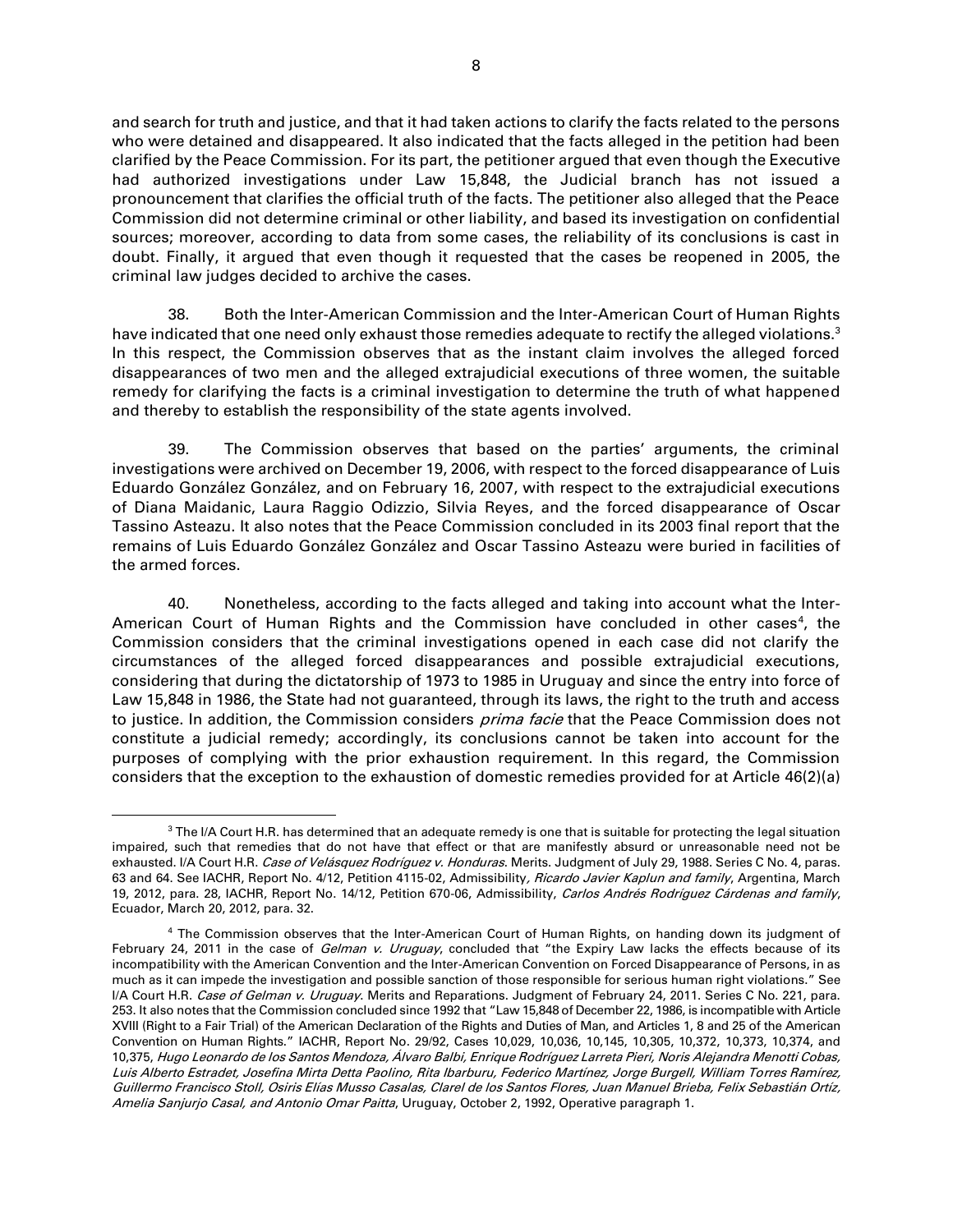and search for truth and justice, and that it had taken actions to clarify the facts related to the persons who were detained and disappeared. It also indicated that the facts alleged in the petition had been clarified by the Peace Commission. For its part, the petitioner argued that even though the Executive had authorized investigations under Law 15,848, the Judicial branch has not issued a pronouncement that clarifies the official truth of the facts. The petitioner also alleged that the Peace Commission did not determine criminal or other liability, and based its investigation on confidential sources; moreover, according to data from some cases, the reliability of its conclusions is cast in doubt. Finally, it argued that even though it requested that the cases be reopened in 2005, the criminal law judges decided to archive the cases.

38. Both the Inter-American Commission and the Inter-American Court of Human Rights have indicated that one need only exhaust those remedies adequate to rectify the alleged violations.[3] In this respect, the Commission observes that as the instant claim involves the alleged forced disappearances of two men and the alleged extrajudicial executions of three women, the suitable remedy for clarifying the facts is a criminal investigation to determine the truth of what happened and thereby to establish the responsibility of the state agents involved.

39. The Commission observes that based on the parties' arguments, the criminal investigations were archived on December 19, 2006, with respect to the forced disappearance of Luis Eduardo González González, and on February 16, 2007, with respect to the extrajudicial executions of Diana Maidanic, Laura Raggio Odizzio, Silvia Reyes, and the forced disappearance of Oscar Tassino Asteazu. It also notes that the Peace Commission concluded in its 2003 final report that the remains of Luis Eduardo González González and Oscar Tassino Asteazu were buried in facilities of the armed forces.

40. Nonetheless, according to the facts alleged and taking into account what the Inter-American Court of Human Rights and the Commission have concluded in other cases[4], the Commission considers that the criminal investigations opened in each case did not clarify the circumstances of the alleged forced disappearances and possible extrajudicial executions, considering that during the dictatorship of 1973 to 1985 in Uruguay and since the entry into force of Law 15,848 in 1986, the State had not guaranteed, through its laws, the right to the truth and access to justice. In addition, the Commission considers *prima facie* that the Peace Commission does not constitute a judicial remedy; accordingly, its conclusions cannot be taken into account for the purposes of complying with the prior exhaustion requirement. In this regard, the Commission considers that the exception to the exhaustion of domestic remedies provided for at Article 46(2)(a)

[3] The I/A Court H.R. has determined that an adequate remedy is one that is suitable for protecting the legal situation impaired, such that remedies that do not have that effect or that are manifestly absurd or unreasonable need not be exhausted. I/A Court H.R. *Case of Velásquez Rodríguez v. Honduras*. Merits. Judgment of July 29, 1988. Series C No. 4, paras. 63 and 64. See IACHR, Report No. 4/12, Petition 4115-02, Admissibility, *Ricardo Javier Kaplun and family*, Argentina, March 19, 2012, para. 28, IACHR, Report No. 14/12, Petition 670-06, Admissibility, *Carlos Andrés Rodríguez Cárdenas and family*, Ecuador, March 20, 2012, para. 32.

[4] The Commission observes that the Inter-American Court of Human Rights, on handing down its judgment of February 24, 2011 in the case of *Gelman v. Uruguay*, concluded that "the Expiry Law lacks the effects because of its incompatibility with the American Convention and the Inter-American Convention on Forced Disappearance of Persons, in as much as it can impede the investigation and possible sanction of those responsible for serious human right violations." See I/A Court H.R. *Case of Gelman v. Uruguay*. Merits and Reparations. Judgment of February 24, 2011. Series C No. 221, para. 253. It also notes that the Commission concluded since 1992 that "Law 15,848 of December 22, 1986, is incompatible with Article XVIII (Right to a Fair Trial) of the American Declaration of the Rights and Duties of Man, and Articles 1, 8 and 25 of the American Convention on Human Rights." IACHR, Report No. 29/92, Cases 10,029, 10,036, 10,145, 10,305, 10,372, 10,373, 10,374, and 10,375, *Hugo Leonardo de los Santos Mendoza, Álvaro Balbi, Enrique Rodríguez Larreta Pieri, Noris Alejandra Menotti Cobas, Luis Alberto Estradet, Josefina Mirta Detta Paolino, Rita Ibarburu, Federico Martínez, Jorge Burgell, William Torres Ramírez, Guillermo Francisco Stoll, Osiris Elías Musso Casalas, Clarel de los Santos Flores, Juan Manuel Brieba, Felix Sebastián Ortíz, Amelia Sanjurjo Casal, and Antonio Omar Paitta*, Uruguay, October 2, 1992, Operative paragraph 1.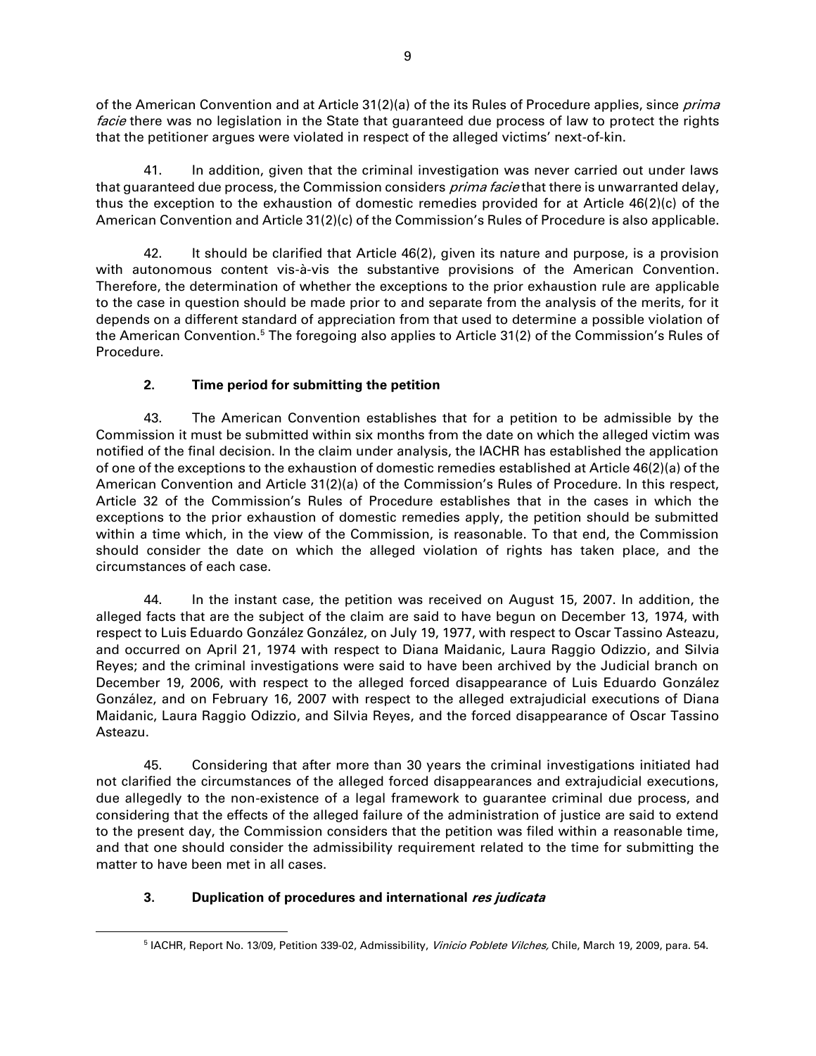of the American Convention and at Article 31(2)(a) of the its Rules of Procedure applies, since *prima facie* there was no legislation in the State that guaranteed due process of law to protect the rights that the petitioner argues were violated in respect of the alleged victims' next-of-kin.

41. In addition, given that the criminal investigation was never carried out under laws that guaranteed due process, the Commission considers *prima facie* that there is unwarranted delay, thus the exception to the exhaustion of domestic remedies provided for at Article 46(2)(c) of the American Convention and Article 31(2)(c) of the Commission's Rules of Procedure is also applicable.

42. It should be clarified that Article 46(2), given its nature and purpose, is a provision with autonomous content vis-à-vis the substantive provisions of the American Convention. Therefore, the determination of whether the exceptions to the prior exhaustion rule are applicable to the case in question should be made prior to and separate from the analysis of the merits, for it depends on a different standard of appreciation from that used to determine a possible violation of the American Convention.[5] The foregoing also applies to Article 31(2) of the Commission's Rules of Procedure.

### 2. Time period for submitting the petition

43. The American Convention establishes that for a petition to be admissible by the Commission it must be submitted within six months from the date on which the alleged victim was notified of the final decision. In the claim under analysis, the IACHR has established the application of one of the exceptions to the exhaustion of domestic remedies established at Article 46(2)(a) of the American Convention and Article 31(2)(a) of the Commission's Rules of Procedure. In this respect, Article 32 of the Commission's Rules of Procedure establishes that in the cases in which the exceptions to the prior exhaustion of domestic remedies apply, the petition should be submitted within a time which, in the view of the Commission, is reasonable. To that end, the Commission should consider the date on which the alleged violation of rights has taken place, and the circumstances of each case.

44. In the instant case, the petition was received on August 15, 2007. In addition, the alleged facts that are the subject of the claim are said to have begun on December 13, 1974, with respect to Luis Eduardo González González, on July 19, 1977, with respect to Oscar Tassino Asteazu, and occurred on April 21, 1974 with respect to Diana Maidanic, Laura Raggio Odizzio, and Silvia Reyes; and the criminal investigations were said to have been archived by the Judicial branch on December 19, 2006, with respect to the alleged forced disappearance of Luis Eduardo González González, and on February 16, 2007 with respect to the alleged extrajudicial executions of Diana Maidanic, Laura Raggio Odizzio, and Silvia Reyes, and the forced disappearance of Oscar Tassino Asteazu.

45. Considering that after more than 30 years the criminal investigations initiated had not clarified the circumstances of the alleged forced disappearances and extrajudicial executions, due allegedly to the non-existence of a legal framework to guarantee criminal due process, and considering that the effects of the alleged failure of the administration of justice are said to extend to the present day, the Commission considers that the petition was filed within a reasonable time, and that one should consider the admissibility requirement related to the time for submitting the matter to have been met in all cases.

### 3. Duplication of procedures and international *res judicata*

[5] IACHR, Report No. 13/09, Petition 339-02, Admissibility, *Vinicio Poblete Vilches,* Chile, March 19, 2009, para. 54.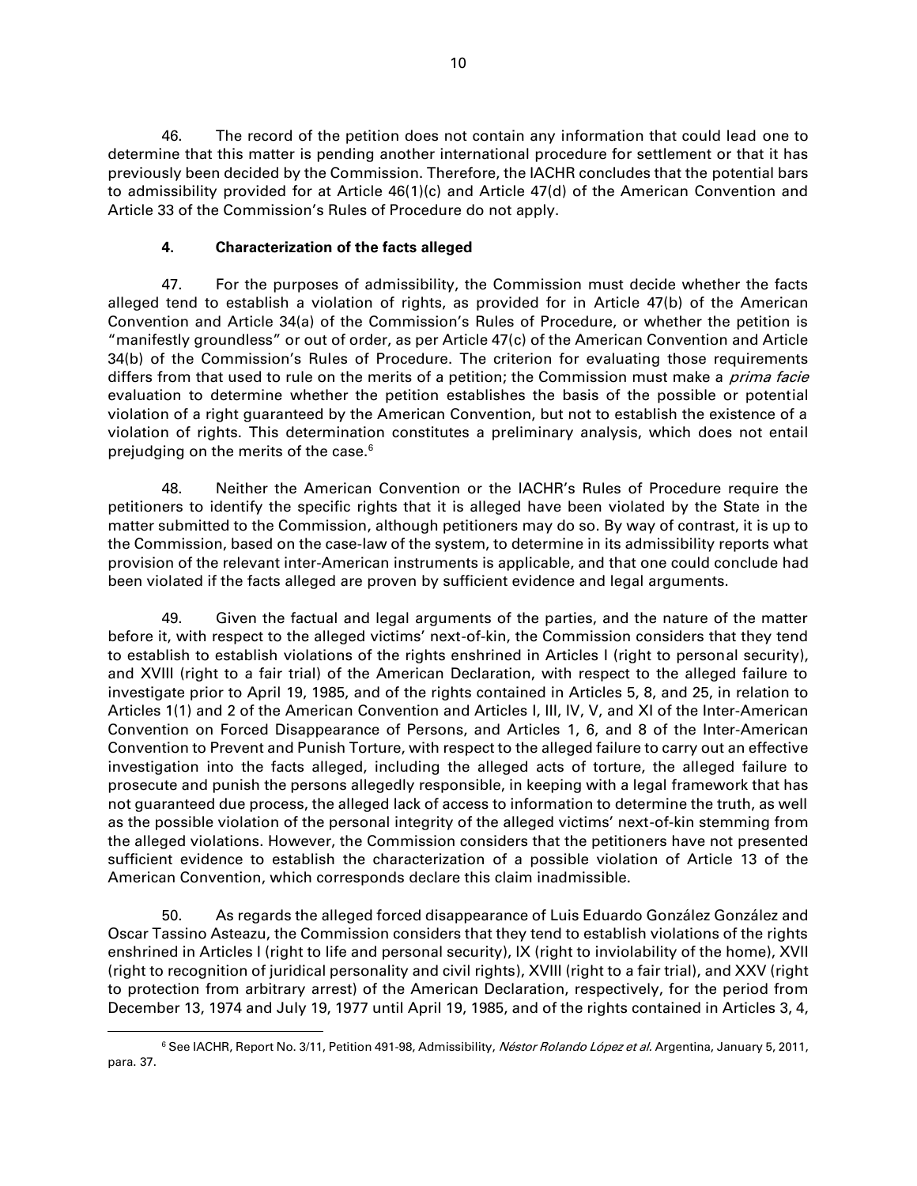46. The record of the petition does not contain any information that could lead one to determine that this matter is pending another international procedure for settlement or that it has previously been decided by the Commission. Therefore, the IACHR concludes that the potential bars to admissibility provided for at Article 46(1)(c) and Article 47(d) of the American Convention and Article 33 of the Commission's Rules of Procedure do not apply.

### 4. Characterization of the facts alleged

47. For the purposes of admissibility, the Commission must decide whether the facts alleged tend to establish a violation of rights, as provided for in Article 47(b) of the American Convention and Article 34(a) of the Commission's Rules of Procedure, or whether the petition is "manifestly groundless" or out of order, as per Article 47(c) of the American Convention and Article 34(b) of the Commission's Rules of Procedure. The criterion for evaluating those requirements differs from that used to rule on the merits of a petition; the Commission must make a *prima facie* evaluation to determine whether the petition establishes the basis of the possible or potential violation of a right guaranteed by the American Convention, but not to establish the existence of a violation of rights. This determination constitutes a preliminary analysis, which does not entail prejudging on the merits of the case.[6]

48. Neither the American Convention or the IACHR's Rules of Procedure require the petitioners to identify the specific rights that it is alleged have been violated by the State in the matter submitted to the Commission, although petitioners may do so. By way of contrast, it is up to the Commission, based on the case-law of the system, to determine in its admissibility reports what provision of the relevant inter-American instruments is applicable, and that one could conclude had been violated if the facts alleged are proven by sufficient evidence and legal arguments.

49. Given the factual and legal arguments of the parties, and the nature of the matter before it, with respect to the alleged victims' next-of-kin, the Commission considers that they tend to establish to establish violations of the rights enshrined in Articles I (right to personal security), and XVIII (right to a fair trial) of the American Declaration, with respect to the alleged failure to investigate prior to April 19, 1985, and of the rights contained in Articles 5, 8, and 25, in relation to Articles 1(1) and 2 of the American Convention and Articles I, III, IV, V, and XI of the Inter-American Convention on Forced Disappearance of Persons, and Articles 1, 6, and 8 of the Inter-American Convention to Prevent and Punish Torture, with respect to the alleged failure to carry out an effective investigation into the facts alleged, including the alleged acts of torture, the alleged failure to prosecute and punish the persons allegedly responsible, in keeping with a legal framework that has not guaranteed due process, the alleged lack of access to information to determine the truth, as well as the possible violation of the personal integrity of the alleged victims' next-of-kin stemming from the alleged violations. However, the Commission considers that the petitioners have not presented sufficient evidence to establish the characterization of a possible violation of Article 13 of the American Convention, which corresponds declare this claim inadmissible.

50. As regards the alleged forced disappearance of Luis Eduardo González González and Oscar Tassino Asteazu, the Commission considers that they tend to establish violations of the rights enshrined in Articles I (right to life and personal security), IX (right to inviolability of the home), XVII (right to recognition of juridical personality and civil rights), XVIII (right to a fair trial), and XXV (right to protection from arbitrary arrest) of the American Declaration, respectively, for the period from December 13, 1974 and July 19, 1977 until April 19, 1985, and of the rights contained in Articles 3, 4,

[6] See IACHR, Report No. 3/11, Petition 491-98, Admissibility, *Néstor Rolando López et al.* Argentina, January 5, 2011, para. 37.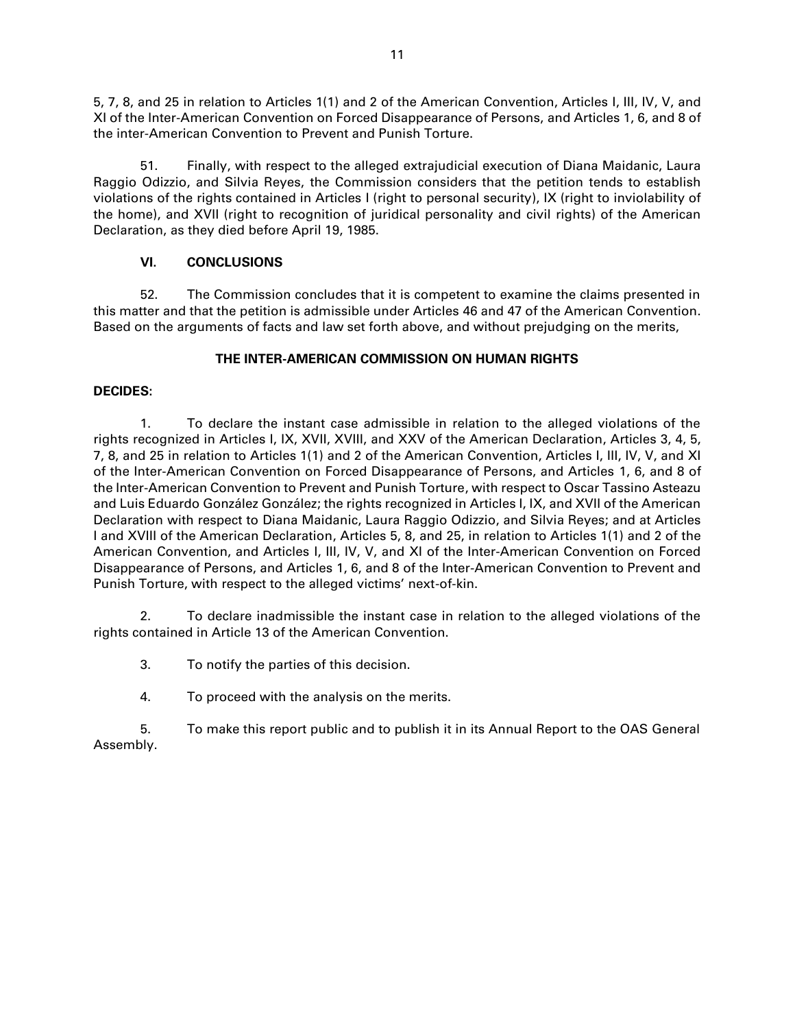5, 7, 8, and 25 in relation to Articles 1(1) and 2 of the American Convention, Articles I, III, IV, V, and XI of the Inter-American Convention on Forced Disappearance of Persons, and Articles 1, 6, and 8 of the inter-American Convention to Prevent and Punish Torture.

51. Finally, with respect to the alleged extrajudicial execution of Diana Maidanic, Laura Raggio Odizzio, and Silvia Reyes, the Commission considers that the petition tends to establish violations of the rights contained in Articles I (right to personal security), IX (right to inviolability of the home), and XVII (right to recognition of juridical personality and civil rights) of the American Declaration, as they died before April 19, 1985.

## VI. CONCLUSIONS

52. The Commission concludes that it is competent to examine the claims presented in this matter and that the petition is admissible under Articles 46 and 47 of the American Convention. Based on the arguments of facts and law set forth above, and without prejudging on the merits,

**THE INTER-AMERICAN COMMISSION ON HUMAN RIGHTS**

**DECIDES:**

1. To declare the instant case admissible in relation to the alleged violations of the rights recognized in Articles I, IX, XVII, XVIII, and XXV of the American Declaration, Articles 3, 4, 5, 7, 8, and 25 in relation to Articles 1(1) and 2 of the American Convention, Articles I, III, IV, V, and XI of the Inter-American Convention on Forced Disappearance of Persons, and Articles 1, 6, and 8 of the Inter-American Convention to Prevent and Punish Torture, with respect to Oscar Tassino Asteazu and Luis Eduardo González González; the rights recognized in Articles I, IX, and XVII of the American Declaration with respect to Diana Maidanic, Laura Raggio Odizzio, and Silvia Reyes; and at Articles I and XVIII of the American Declaration, Articles 5, 8, and 25, in relation to Articles 1(1) and 2 of the American Convention, and Articles I, III, IV, V, and XI of the Inter-American Convention on Forced Disappearance of Persons, and Articles 1, 6, and 8 of the Inter-American Convention to Prevent and Punish Torture, with respect to the alleged victims' next-of-kin.

2. To declare inadmissible the instant case in relation to the alleged violations of the rights contained in Article 13 of the American Convention.

3. To notify the parties of this decision.

4. To proceed with the analysis on the merits.

5. To make this report public and to publish it in its Annual Report to the OAS General Assembly.